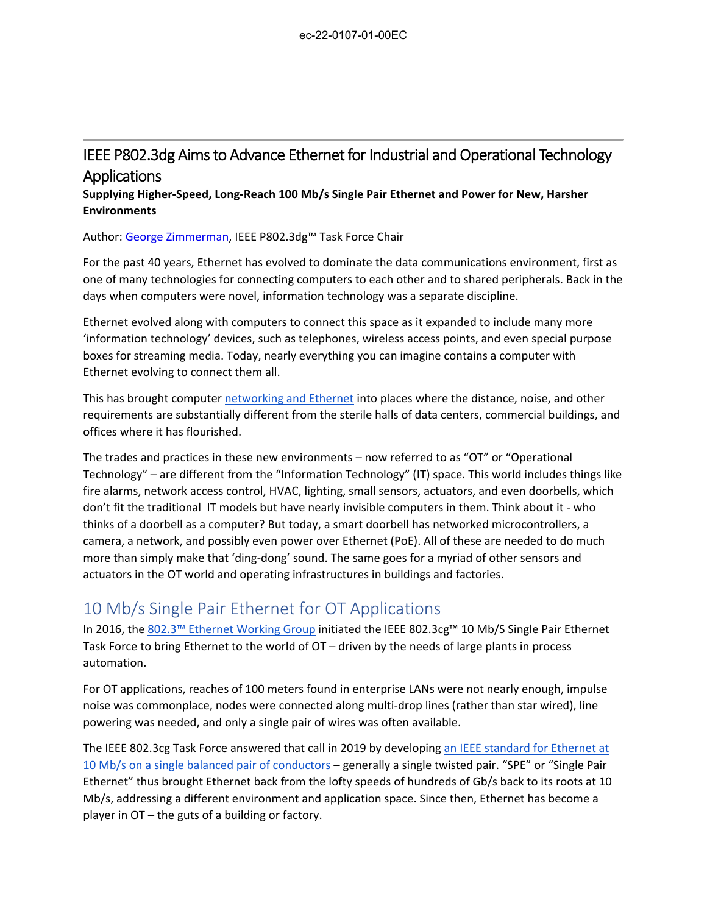# IEEE P802.3dg Aims to Advance Ethernet for Industrial and Operational Technology Applications

**Supplying Higher-Speed, Long-Reach 100 Mb/s Single Pair Ethernet and Power for New, Harsher Environments**

Author: George Zimmerman, IEEE P802.3dg™ Task Force Chair

For the past 40 years, Ethernet has evolved to dominate the data communications environment, first as one of many technologies for connecting computers to each other and to shared peripherals. Back in the days when computers were novel, information technology was a separate discipline.

Ethernet evolved along with computers to connect this space as it expanded to include many more 'information technology' devices, such as telephones, wireless access points, and even special purpose boxes for streaming media. Today, nearly everything you can imagine contains a computer with Ethernet evolving to connect them all.

This has brought computer networking and Ethernet into places where the distance, noise, and other requirements are substantially different from the sterile halls of data centers, commercial buildings, and offices where it has flourished.

The trades and practices in these new environments – now referred to as "OT" or "Operational Technology" – are different from the "Information Technology" (IT) space. This world includes things like fire alarms, network access control, HVAC, lighting, small sensors, actuators, and even doorbells, which don't fit the traditional IT models but have nearly invisible computers in them. Think about it - who thinks of a doorbell as a computer? But today, a smart doorbell has networked microcontrollers, a camera, a network, and possibly even power over Ethernet (PoE). All of these are needed to do much more than simply make that 'ding-dong' sound. The same goes for a myriad of other sensors and actuators in the OT world and operating infrastructures in buildings and factories.

## 10 Mb/s Single Pair Ethernet for OT Applications

In 2016, the 802.3™ Ethernet Working Group initiated the IEEE 802.3cg™ 10 Mb/S Single Pair Ethernet Task Force to bring Ethernet to the world of OT – driven by the needs of large plants in process automation.

For OT applications, reaches of 100 meters found in enterprise LANs were not nearly enough, impulse noise was commonplace, nodes were connected along multi-drop lines (rather than star wired), line powering was needed, and only a single pair of wires was often available.

The IEEE 802.3cg Task Force answered that call in 2019 by developing an IEEE standard for Ethernet at 10 Mb/s on a single balanced pair of conductors – generally a single twisted pair. "SPE" or "Single Pair Ethernet" thus brought Ethernet back from the lofty speeds of hundreds of Gb/s back to its roots at 10 Mb/s, addressing a different environment and application space. Since then, Ethernet has become a player in OT – the guts of a building or factory.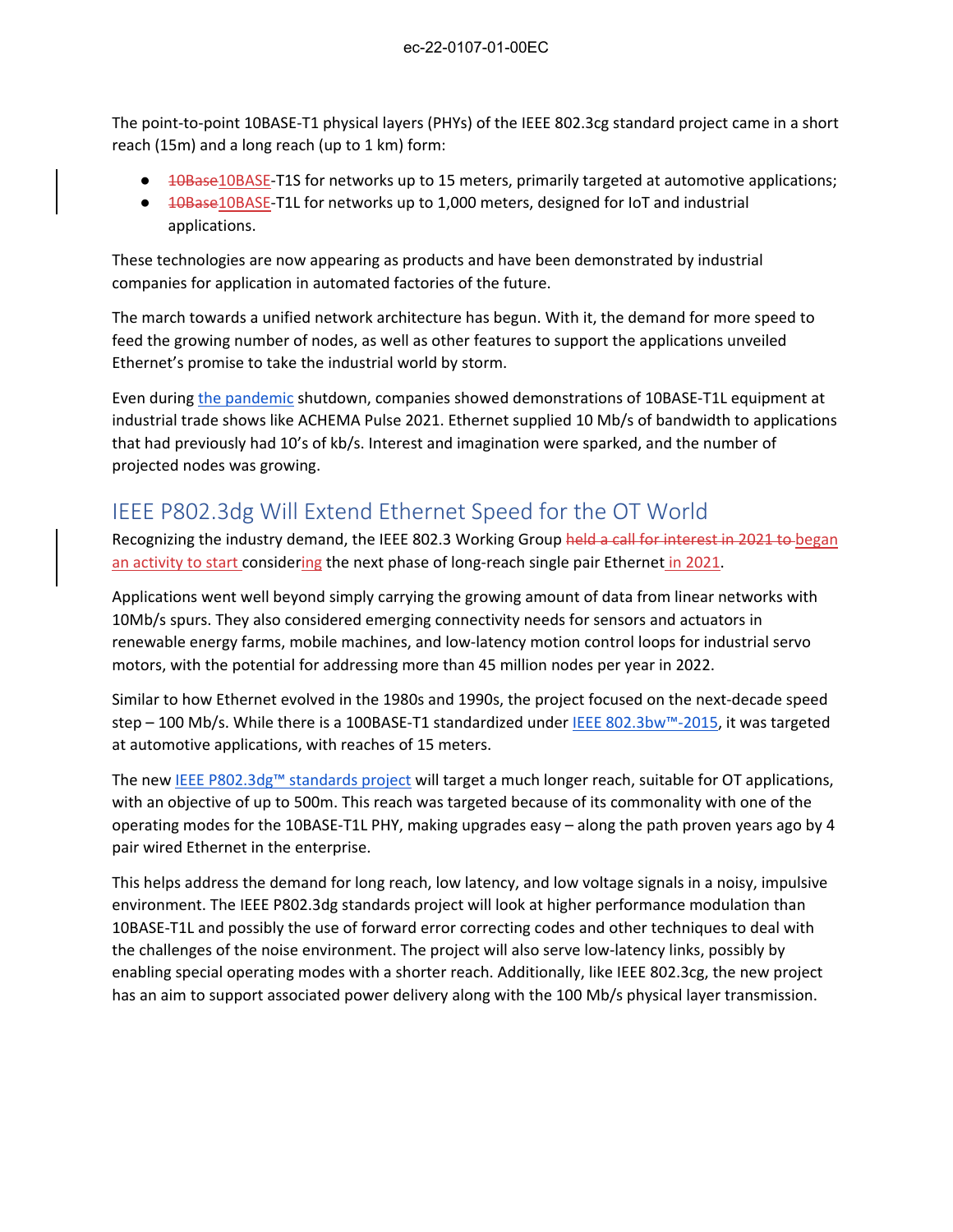The point-to-point 10BASE-T1 physical layers (PHYs) of the IEEE 802.3cg standard project came in a short reach (15m) and a long reach (up to 1 km) form:

- 10BASE-T1S for networks up to 15 meters, primarily targeted at automotive applications;
- 10BASE-T1L for networks up to 1,000 meters, designed for IoT and industrial applications.

These technologies are now appearing as products and have been demonstrated by industrial companies for application in automated factories of the future.

The march towards a unified network architecture has begun. With it, the demand for more speed to feed the growing number of nodes, as well as other features to support the applications unveiled Ethernet's promise to take the industrial world by storm.

Even during the pandemic shutdown, companies showed demonstrations of 10BASE-T1L equipment at industrial trade shows like ACHEMA Pulse 2021. Ethernet supplied 10 Mb/s of bandwidth to applications that had previously had 10's of kb/s. Interest and imagination were sparked, and the number of projected nodes was growing.

## IEEE P802.3dg Will Extend Ethernet Speed for the OT World

Recognizing the industry demand, the IEEE 802.3 Working Group began an activity to start considering the next phase of long-reach single pair Ethernet in 2021.

Applications went well beyond simply carrying the growing amount of data from linear networks with 10Mb/s spurs. They also considered emerging connectivity needs for sensors and actuators in renewable energy farms, mobile machines, and low-latency motion control loops for industrial servo motors, with the potential for addressing more than 45 million nodes per year in 2022.

Similar to how Ethernet evolved in the 1980s and 1990s, the project focused on the next-decade speed step – 100 Mb/s. While there is a 100BASE-T1 standardized under IEEE 802.3bw™-2015, it was targeted at automotive applications, with reaches of 15 meters.

The new IEEE P802.3dg™ standards project will target a much longer reach, suitable for OT applications, with an objective of up to 500m. This reach was targeted because of its commonality with one of the operating modes for the 10BASE-T1L PHY, making upgrades easy – along the path proven years ago by 4 pair wired Ethernet in the enterprise.

This helps address the demand for long reach, low latency, and low voltage signals in a noisy, impulsive environment. The IEEE P802.3dg standards project will look at higher performance modulation than 10BASE-T1L and possibly the use of forward error correcting codes and other techniques to deal with the challenges of the noise environment. The project will also serve low-latency links, possibly by enabling special operating modes with a shorter reach. Additionally, like IEEE 802.3cg, the new project has an aim to support associated power delivery along with the 100 Mb/s physical layer transmission.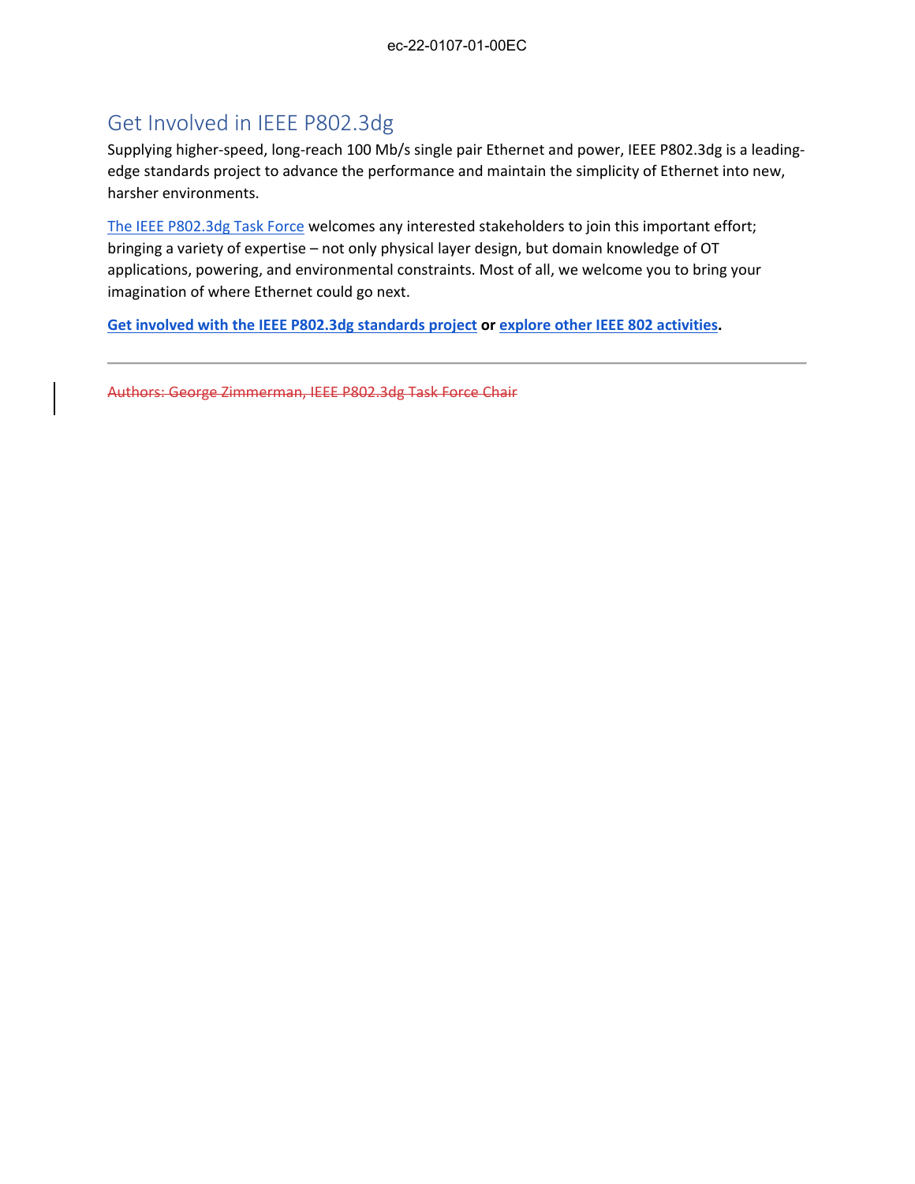## Get Involved in IEEE P802.3dg

Supplying higher-speed, long-reach 100 Mb/s single pair Ethernet and power, IEEE P802.3dg is a leading-edge standards project to advance the performance and maintain the simplicity of Ethernet into new, harsher environments.

The IEEE P802.3dg Task Force welcomes any interested stakeholders to join this important effort; bringing a variety of expertise – not only physical layer design, but domain knowledge of OT applications, powering, and environmental constraints. Most of all, we welcome you to bring your imagination of where Ethernet could go next.

**Get involved with the IEEE P802.3dg standards project or explore other IEEE 802 activities.**

---

~~Authors: George Zimmerman, IEEE P802.3dg Task Force Chair~~